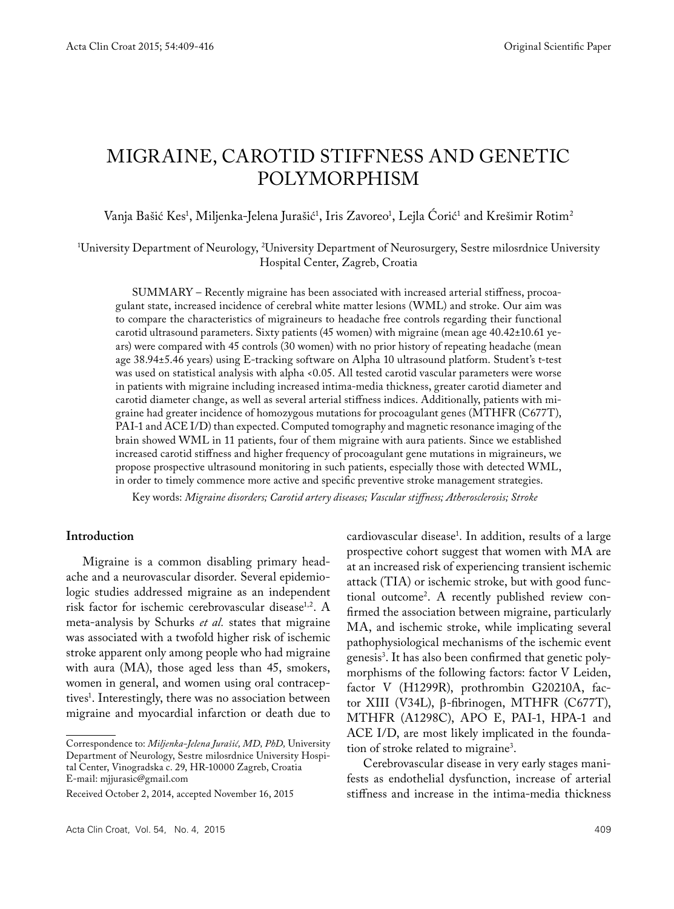Original Scientific Paper

# MIGRAINE, CAROTID STIFFNESS AND GENETIC POLYMORPHISM

Vanja Bašić Kes[1], Miljenka-Jelena Jurašić[1], Iris Zavoreo[1], Lejla Ćorić[1] and Krešimir Rotim[2]

[1]University Department of Neurology, [2]University Department of Neurosurgery, Sestre milosrdnice University Hospital Center, Zagreb, Croatia

SUMMARY – Recently migraine has been associated with increased arterial stiffness, procoagulant state, increased incidence of cerebral white matter lesions (WML) and stroke. Our aim was to compare the characteristics of migraineurs to headache free controls regarding their functional carotid ultrasound parameters. Sixty patients (45 women) with migraine (mean age 40.42±10.61 years) were compared with 45 controls (30 women) with no prior history of repeating headache (mean age 38.94±5.46 years) using E-tracking software on Alpha 10 ultrasound platform. Student's t-test was used on statistical analysis with alpha <0.05. All tested carotid vascular parameters were worse in patients with migraine including increased intima-media thickness, greater carotid diameter and carotid diameter change, as well as several arterial stiffness indices. Additionally, patients with migraine had greater incidence of homozygous mutations for procoagulant genes (MTHFR (C677T), PAI-1 and ACE I/D) than expected. Computed tomography and magnetic resonance imaging of the brain showed WML in 11 patients, four of them migraine with aura patients. Since we established increased carotid stiffness and higher frequency of procoagulant gene mutations in migraineurs, we propose prospective ultrasound monitoring in such patients, especially those with detected WML, in order to timely commence more active and specific preventive stroke management strategies.

Key words: *Migraine disorders; Carotid artery diseases; Vascular stiffness; Atherosclerosis; Stroke*

## Introduction

Migraine is a common disabling primary headache and a neurovascular disorder. Several epidemiologic studies addressed migraine as an independent risk factor for ischemic cerebrovascular disease[1,2]. A meta-analysis by Schurks *et al.* states that migraine was associated with a twofold higher risk of ischemic stroke apparent only among people who had migraine with aura (MA), those aged less than 45, smokers, women in general, and women using oral contraceptives[1]. Interestingly, there was no association between migraine and myocardial infarction or death due to cardiovascular disease[1]. In addition, results of a large prospective cohort suggest that women with MA are at an increased risk of experiencing transient ischemic attack (TIA) or ischemic stroke, but with good functional outcome[2]. A recently published review confirmed the association between migraine, particularly MA, and ischemic stroke, while implicating several pathophysiological mechanisms of the ischemic event genesis[3]. It has also been confirmed that genetic polymorphisms of the following factors: factor V Leiden, factor V (H1299R), prothrombin G20210A, factor XIII (V34L), β-fibrinogen, MTHFR (C677T), MTHFR (A1298C), APO E, PAI-1, HPA-1 and ACE I/D, are most likely implicated in the foundation of stroke related to migraine[3].

Cerebrovascular disease in very early stages manifests as endothelial dysfunction, increase of arterial stiffness and increase in the intima-media thickness

Correspondence to: *Miljenka-Jelena Jurašić, MD, PhD*, University Department of Neurology, Sestre milosrdnice University Hospital Center, Vinogradska c. 29, HR-10000 Zagreb, Croatia
E-mail: mjjurasic@gmail.com

Received October 2, 2014, accepted November 16, 2015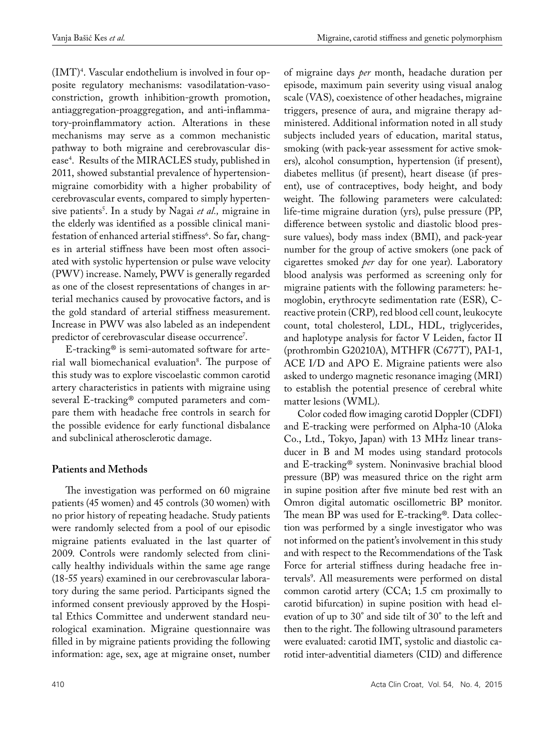(IMT)[4]. Vascular endothelium is involved in four opposite regulatory mechanisms: vasodilatation-vasoconstriction, growth inhibition-growth promotion, antiaggregation-proaggregation, and anti-inflammatory-proinflammatory action. Alterations in these mechanisms may serve as a common mechanistic pathway to both migraine and cerebrovascular disease[4]. Results of the MIRACLES study, published in 2011, showed substantial prevalence of hypertension-migraine comorbidity with a higher probability of cerebrovascular events, compared to simply hypertensive patients[5]. In a study by Nagai *et al.,* migraine in the elderly was identified as a possible clinical manifestation of enhanced arterial stiffness[6]. So far, changes in arterial stiffness have been most often associated with systolic hypertension or pulse wave velocity (PWV) increase. Namely, PWV is generally regarded as one of the closest representations of changes in arterial mechanics caused by provocative factors, and is the gold standard of arterial stiffness measurement. Increase in PWV was also labeled as an independent predictor of cerebrovascular disease occurrence[7].

E-tracking® is semi-automated software for arterial wall biomechanical evaluation[8]. The purpose of this study was to explore viscoelastic common carotid artery characteristics in patients with migraine using several E-tracking® computed parameters and compare them with headache free controls in search for the possible evidence for early functional disbalance and subclinical atherosclerotic damage.

## Patients and Methods

The investigation was performed on 60 migraine patients (45 women) and 45 controls (30 women) with no prior history of repeating headache. Study patients were randomly selected from a pool of our episodic migraine patients evaluated in the last quarter of 2009. Controls were randomly selected from clinically healthy individuals within the same age range (18-55 years) examined in our cerebrovascular laboratory during the same period. Participants signed the informed consent previously approved by the Hospital Ethics Committee and underwent standard neurological examination. Migraine questionnaire was filled in by migraine patients providing the following information: age, sex, age at migraine onset, number of migraine days *per* month, headache duration per episode, maximum pain severity using visual analog scale (VAS), coexistence of other headaches, migraine triggers, presence of aura, and migraine therapy administered. Additional information noted in all study subjects included years of education, marital status, smoking (with pack-year assessment for active smokers), alcohol consumption, hypertension (if present), diabetes mellitus (if present), heart disease (if present), use of contraceptives, body height, and body weight. The following parameters were calculated: life-time migraine duration (yrs), pulse pressure (PP, difference between systolic and diastolic blood pressure values), body mass index (BMI), and pack-year number for the group of active smokers (one pack of cigarettes smoked *per* day for one year). Laboratory blood analysis was performed as screening only for migraine patients with the following parameters: hemoglobin, erythrocyte sedimentation rate (ESR), C-reactive protein (CRP), red blood cell count, leukocyte count, total cholesterol, LDL, HDL, triglycerides, and haplotype analysis for factor V Leiden, factor II (prothrombin G20210A), MTHFR (C677T), PAI-1, ACE I/D and APO E. Migraine patients were also asked to undergo magnetic resonance imaging (MRI) to establish the potential presence of cerebral white matter lesions (WML).

Color coded flow imaging carotid Doppler (CDFI) and E-tracking were performed on Alpha-10 (Aloka Co., Ltd., Tokyo, Japan) with 13 MHz linear transducer in B and M modes using standard protocols and E-tracking® system. Noninvasive brachial blood pressure (BP) was measured thrice on the right arm in supine position after five minute bed rest with an Omron digital automatic oscillometric BP monitor. The mean BP was used for E-tracking®. Data collection was performed by a single investigator who was not informed on the patient's involvement in this study and with respect to the Recommendations of the Task Force for arterial stiffness during headache free intervals[9]. All measurements were performed on distal common carotid artery (CCA; 1.5 cm proximally to carotid bifurcation) in supine position with head elevation of up to 30° and side tilt of 30° to the left and then to the right. The following ultrasound parameters were evaluated: carotid IMT, systolic and diastolic carotid inter-adventitial diameters (CID) and difference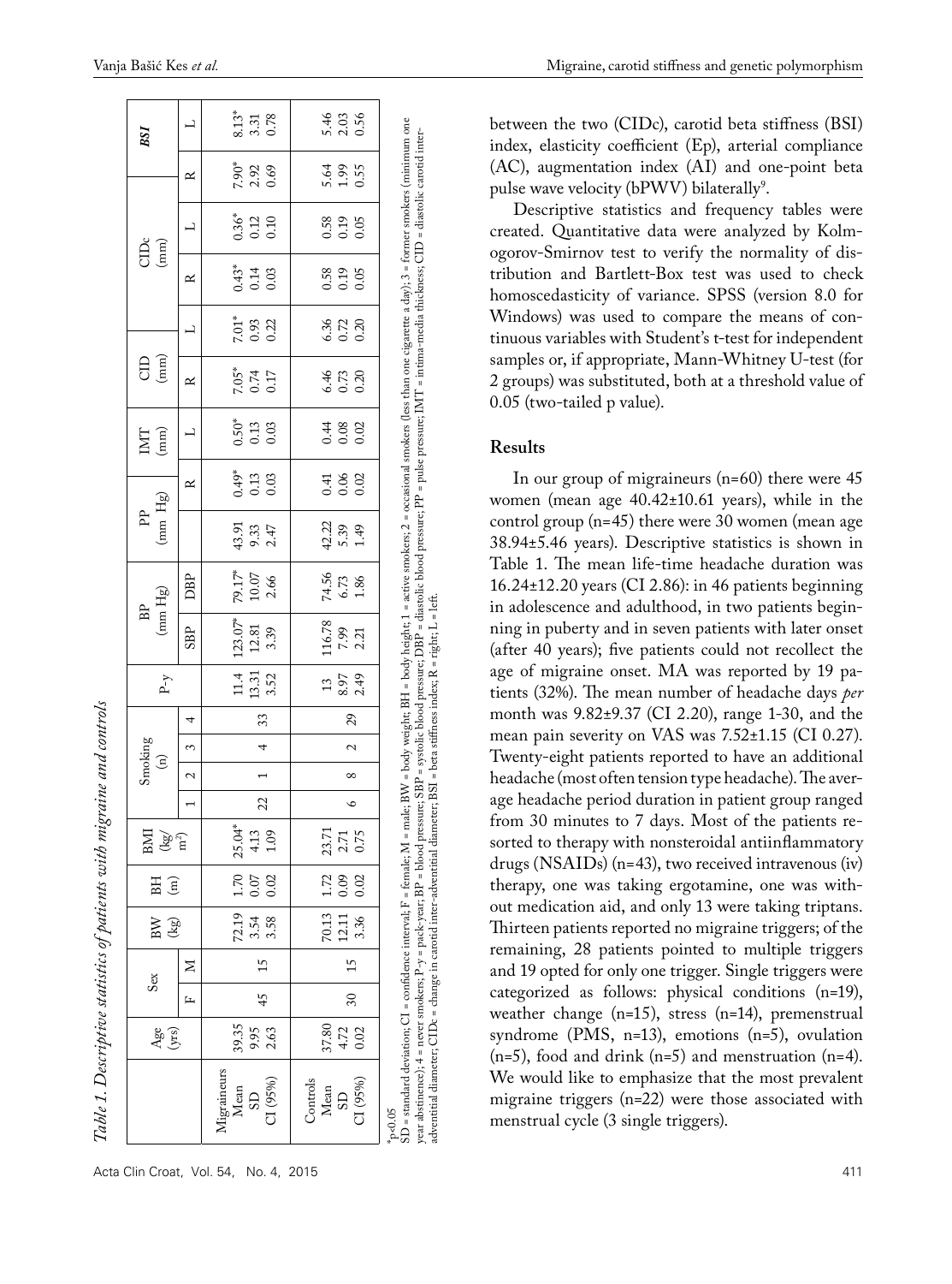*Table 1. Descriptive statistics of patients with migraine and controls*

| | Age (yrs) | Sex | | BW (kg) | BH (m) | BMI (kg/m²) | Smoking (n) | | | | P-y | BP (mm Hg) | | PP (mm Hg) | IMT (mm) | | CID (mm) | | CIDc (mm) | | BSI | |
|---|---|---|---|---|---|---|---|---|---|---|---|---|---|---|---|---|---|---|---|---|---|---|
| | | F | M | | | | 1 | 2 | 3 | 4 | | SBP | DBP | | R | L | R | L | R | L | R | L |
| Migraineurs | | | | | | | | | | | | | | | | | | | | | | |
| Mean | 39.35 | 45 | 15 | 72.19 | 1.70 | 25.04* | 22 | 1 | 4 | 33 | 11.4 | 123.07* | 79.17* | 43.91 | 0.49* | 0.50* | 7.05* | 7.01* | 0.43* | 0.36* | 7.90* | 8.13* |
| SD | 9.95 | | | 3.54 | 0.07 | 4.13 | | | | | 13.31 | 12.81 | 10.07 | 9.33 | 0.13 | 0.13 | 0.74 | 0.93 | 0.14 | 0.12 | 2.92 | 3.31 |
| CI (95%) | 2.63 | | | 3.58 | 0.02 | 1.09 | | | | | 3.52 | 3.39 | 2.66 | 2.47 | 0.03 | 0.03 | 0.17 | 0.22 | 0.03 | 0.10 | 0.69 | 0.78 |
| Controls | | | | | | | | | | | | | | | | | | | | | | |
| Mean | 37.80 | 30 | 15 | 70.13 | 1.72 | 23.71 | 6 | 8 | 2 | 29 | 13 | 116.78 | 74.56 | 42.22 | 0.41 | 0.44 | 6.46 | 6.36 | 0.58 | 0.58 | 5.64 | 5.46 |
| SD | 4.72 | | | 12.11 | 0.09 | 2.71 | | | | | 8.97 | 7.99 | 6.73 | 5.39 | 0.06 | 0.08 | 0.73 | 0.72 | 0.19 | 0.19 | 1.99 | 2.03 |
| CI (95%) | 0.02 | | | 3.36 | 0.02 | 0.75 | | | | | 2.49 | 2.21 | 1.86 | 1.49 | 0.02 | 0.02 | 0.20 | 0.20 | 0.05 | 0.05 | 0.55 | 0.56 |

*p<0.05
SD = standard deviation; CI = confidence interval; F = female; M = male; BW = body weight; BH = body height; 1 = active smokers; 2 = occasional smokers (less than one cigarette a day); 3 = former smokers (minimum one year abstinence); 4 = never smokers; P-y = pack-year; BP = blood pressure; SBP = systolic blood pressure; DBP = diastolic blood pressure; PP = pulse pressure; IMT = intima-media thickness; CID = diastolic carotid inter-adventitial diameter; CIDc = change in carotid inter-adventitial diameter; BSI = beta stiffness index; R = right; L = left.

between the two (CIDc), carotid beta stiffness (BSI) index, elasticity coefficient (Ep), arterial compliance (AC), augmentation index (AI) and one-point beta pulse wave velocity (bPWV) bilaterally[9].

Descriptive statistics and frequency tables were created. Quantitative data were analyzed by Kolmogorov-Smirnov test to verify the normality of distribution and Bartlett-Box test was used to check homoscedasticity of variance. SPSS (version 8.0 for Windows) was used to compare the means of continuous variables with Student's t-test for independent samples or, if appropriate, Mann-Whitney U-test (for 2 groups) was substituted, both at a threshold value of 0.05 (two-tailed p value).

## Results

In our group of migraineurs (n=60) there were 45 women (mean age 40.42±10.61 years), while in the control group (n=45) there were 30 women (mean age 38.94±5.46 years). Descriptive statistics is shown in Table 1. The mean life-time headache duration was 16.24±12.20 years (CI 2.86): in 46 patients beginning in adolescence and adulthood, in two patients beginning in puberty and in seven patients with later onset (after 40 years); five patients could not recollect the age of migraine onset. MA was reported by 19 patients (32%). The mean number of headache days *per* month was 9.82±9.37 (CI 2.20), range 1-30, and the mean pain severity on VAS was 7.52±1.15 (CI 0.27). Twenty-eight patients reported to have an additional headache (most often tension type headache). The average headache period duration in patient group ranged from 30 minutes to 7 days. Most of the patients resorted to therapy with nonsteroidal antiinflammatory drugs (NSAIDs) (n=43), two received intravenous (iv) therapy, one was taking ergotamine, one was without medication aid, and only 13 were taking triptans. Thirteen patients reported no migraine triggers; of the remaining, 28 patients pointed to multiple triggers and 19 opted for only one trigger. Single triggers were categorized as follows: physical conditions (n=19), weather change (n=15), stress (n=14), premenstrual syndrome (PMS, n=13), emotions (n=5), ovulation (n=5), food and drink (n=5) and menstruation (n=4). We would like to emphasize that the most prevalent migraine triggers (n=22) were those associated with menstrual cycle (3 single triggers).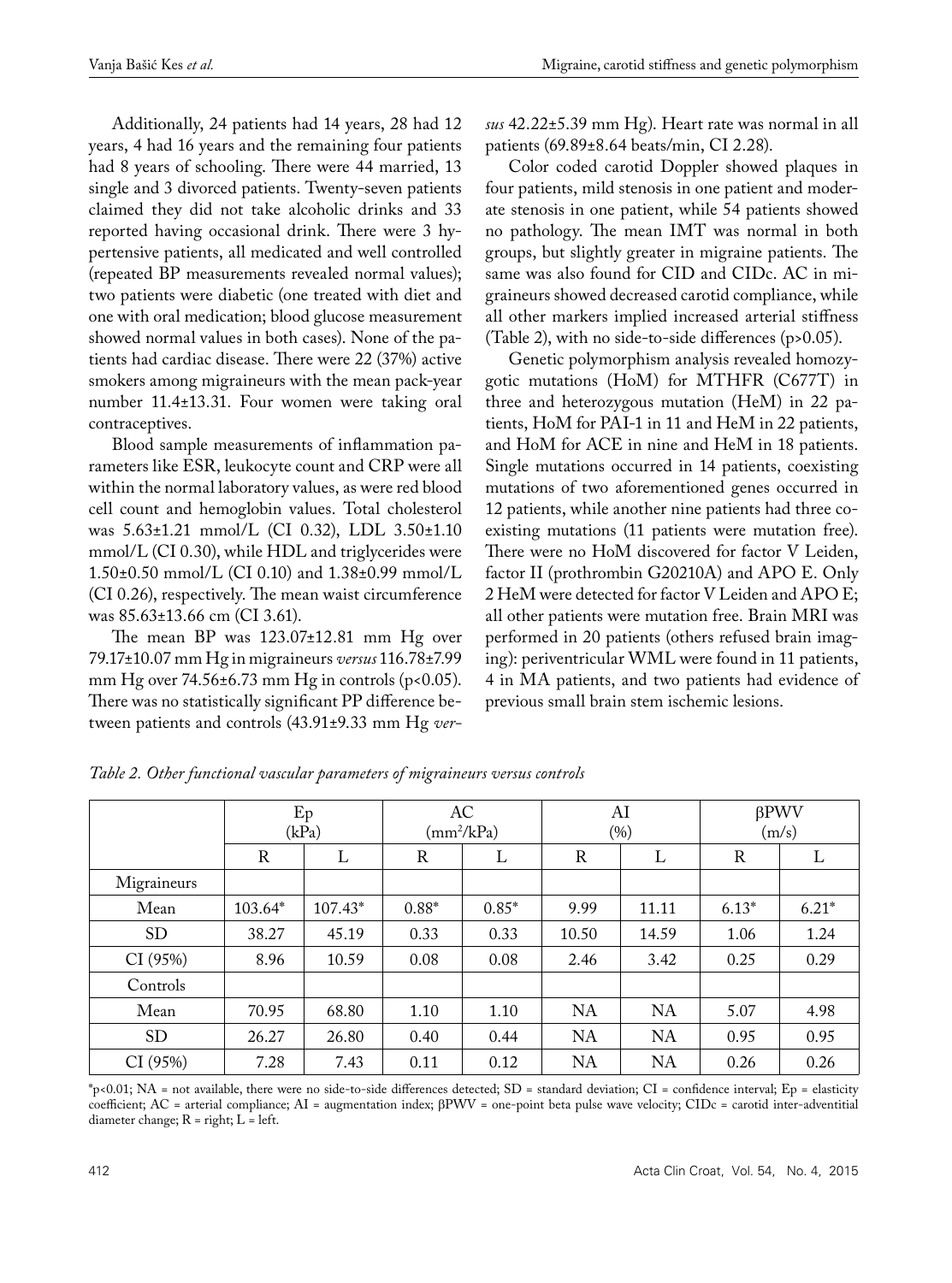Additionally, 24 patients had 14 years, 28 had 12 years, 4 had 16 years and the remaining four patients had 8 years of schooling. There were 44 married, 13 single and 3 divorced patients. Twenty-seven patients claimed they did not take alcoholic drinks and 33 reported having occasional drink. There were 3 hypertensive patients, all medicated and well controlled (repeated BP measurements revealed normal values); two patients were diabetic (one treated with diet and one with oral medication; blood glucose measurement showed normal values in both cases). None of the patients had cardiac disease. There were 22 (37%) active smokers among migraineurs with the mean pack-year number 11.4±13.31. Four women were taking oral contraceptives.

Blood sample measurements of inflammation parameters like ESR, leukocyte count and CRP were all within the normal laboratory values, as were red blood cell count and hemoglobin values. Total cholesterol was 5.63±1.21 mmol/L (CI 0.32), LDL 3.50±1.10 mmol/L (CI 0.30), while HDL and triglycerides were 1.50±0.50 mmol/L (CI 0.10) and 1.38±0.99 mmol/L (CI 0.26), respectively. The mean waist circumference was 85.63±13.66 cm (CI 3.61).

The mean BP was 123.07±12.81 mm Hg over 79.17±10.07 mm Hg in migraineurs *versus* 116.78±7.99 mm Hg over 74.56±6.73 mm Hg in controls ($p<0.05$). There was no statistically significant PP difference between patients and controls (43.91±9.33 mm Hg *versus* 42.22±5.39 mm Hg). Heart rate was normal in all patients (69.89±8.64 beats/min, CI 2.28).

Color coded carotid Doppler showed plaques in four patients, mild stenosis in one patient and moderate stenosis in one patient, while 54 patients showed no pathology. The mean IMT was normal in both groups, but slightly greater in migraine patients. The same was also found for CID and CIDc. AC in migraineurs showed decreased carotid compliance, while all other markers implied increased arterial stiffness (Table 2), with no side-to-side differences ($p>0.05$).

Genetic polymorphism analysis revealed homozygotic mutations (HoM) for MTHFR (C677T) in three and heterozygous mutation (HeM) in 22 patients, HoM for PAI-1 in 11 and HeM in 22 patients, and HoM for ACE in nine and HeM in 18 patients. Single mutations occurred in 14 patients, coexisting mutations of two aforementioned genes occurred in 12 patients, while another nine patients had three coexisting mutations (11 patients were mutation free). There were no HoM discovered for factor V Leiden, factor II (prothrombin G20210A) and APO E. Only 2 HeM were detected for factor V Leiden and APO E; all other patients were mutation free. Brain MRI was performed in 20 patients (others refused brain imaging): periventricular WML were found in 11 patients, 4 in MA patients, and two patients had evidence of previous small brain stem ischemic lesions.

*Table 2. Other functional vascular parameters of migraineurs versus controls*

| | Ep (kPa) | | AC ($mm^2$/kPa) | | AI (%) | | βPWV (m/s) | |
|---|---|---|---|---|---|---|---|---|
| | R | L | R | L | R | L | R | L |
| Migraineurs | | | | | | | | |
| Mean | 103.64* | 107.43* | 0.88* | 0.85* | 9.99 | 11.11 | 6.13* | 6.21* |
| SD | 38.27 | 45.19 | 0.33 | 0.33 | 10.50 | 14.59 | 1.06 | 1.24 |
| CI (95%) | 8.96 | 10.59 | 0.08 | 0.08 | 2.46 | 3.42 | 0.25 | 0.29 |
| Controls | | | | | | | | |
| Mean | 70.95 | 68.80 | 1.10 | 1.10 | NA | NA | 5.07 | 4.98 |
| SD | 26.27 | 26.80 | 0.40 | 0.44 | NA | NA | 0.95 | 0.95 |
| CI (95%) | 7.28 | 7.43 | 0.11 | 0.12 | NA | NA | 0.26 | 0.26 |

*$p<0.01$; NA = not available, there were no side-to-side differences detected; SD = standard deviation; CI = confidence interval; Ep = elasticity coefficient; AC = arterial compliance; AI = augmentation index; βPWV = one-point beta pulse wave velocity; CIDc = carotid inter-adventitial diameter change; R = right; L = left.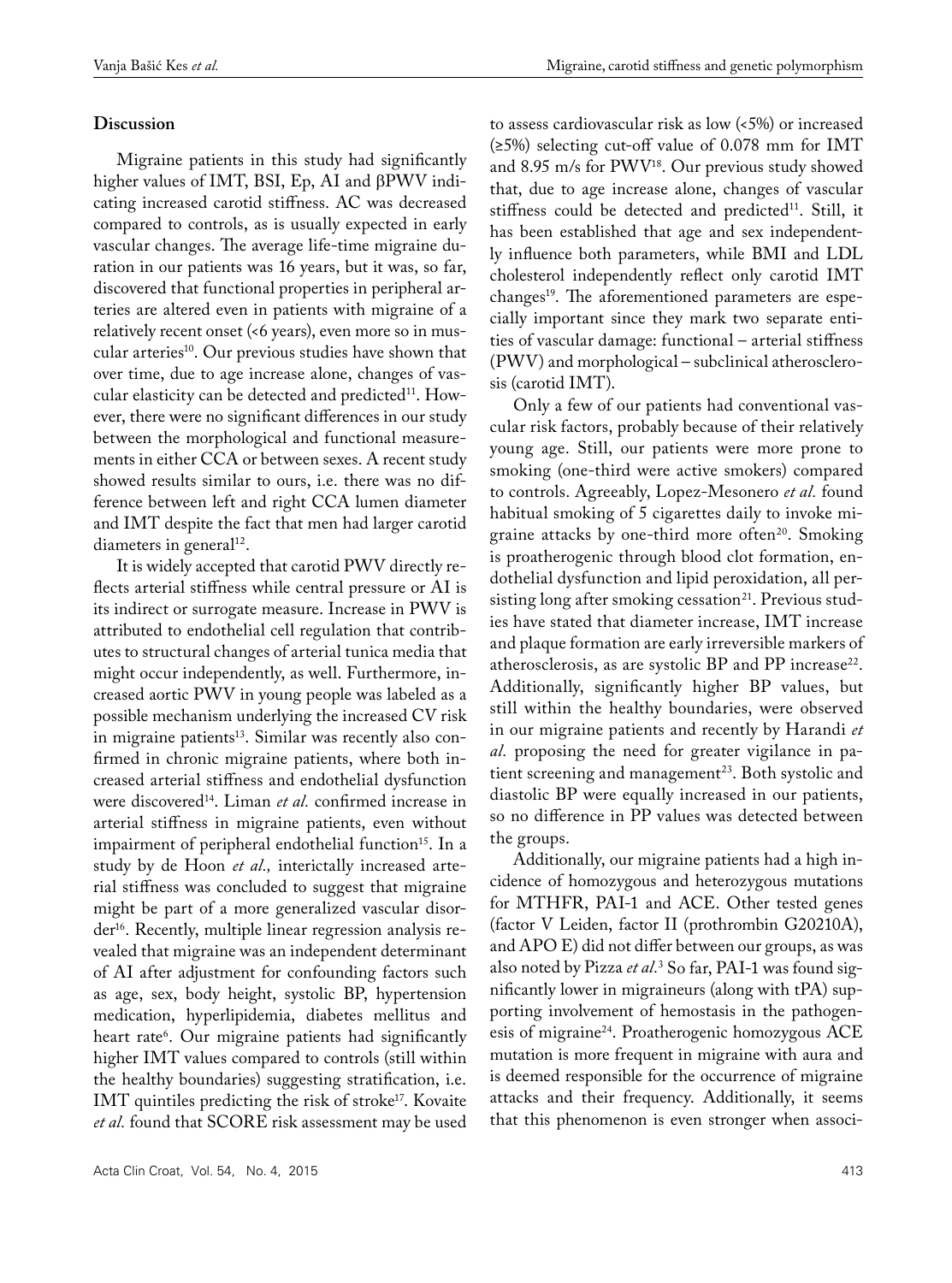## Discussion

Migraine patients in this study had significantly higher values of IMT, BSI, Ep, AI and βPWV indicating increased carotid stiffness. AC was decreased compared to controls, as is usually expected in early vascular changes. The average life-time migraine duration in our patients was 16 years, but it was, so far, discovered that functional properties in peripheral arteries are altered even in patients with migraine of a relatively recent onset (<6 years), even more so in muscular arteries[10]. Our previous studies have shown that over time, due to age increase alone, changes of vascular elasticity can be detected and predicted[11]. However, there were no significant differences in our study between the morphological and functional measurements in either CCA or between sexes. A recent study showed results similar to ours, i.e. there was no difference between left and right CCA lumen diameter and IMT despite the fact that men had larger carotid diameters in general[12].

It is widely accepted that carotid PWV directly reflects arterial stiffness while central pressure or AI is its indirect or surrogate measure. Increase in PWV is attributed to endothelial cell regulation that contributes to structural changes of arterial tunica media that might occur independently, as well. Furthermore, increased aortic PWV in young people was labeled as a possible mechanism underlying the increased CV risk in migraine patients[13]. Similar was recently also confirmed in chronic migraine patients, where both increased arterial stiffness and endothelial dysfunction were discovered[14]. Liman *et al.* confirmed increase in arterial stiffness in migraine patients, even without impairment of peripheral endothelial function[15]. In a study by de Hoon *et al.,* interictally increased arterial stiffness was concluded to suggest that migraine might be part of a more generalized vascular disorder[16]. Recently, multiple linear regression analysis revealed that migraine was an independent determinant of AI after adjustment for confounding factors such as age, sex, body height, systolic BP, hypertension medication, hyperlipidemia, diabetes mellitus and heart rate[6]. Our migraine patients had significantly higher IMT values compared to controls (still within the healthy boundaries) suggesting stratification, i.e. IMT quintiles predicting the risk of stroke[17]. Kovaite *et al.* found that SCORE risk assessment may be used to assess cardiovascular risk as low (<5%) or increased (≥5%) selecting cut-off value of 0.078 mm for IMT and 8.95 m/s for PWV[18]. Our previous study showed that, due to age increase alone, changes of vascular stiffness could be detected and predicted[11]. Still, it has been established that age and sex independently influence both parameters, while BMI and LDL cholesterol independently reflect only carotid IMT changes[19]. The aforementioned parameters are especially important since they mark two separate entities of vascular damage: functional – arterial stiffness (PWV) and morphological – subclinical atherosclerosis (carotid IMT).

Only a few of our patients had conventional vascular risk factors, probably because of their relatively young age. Still, our patients were more prone to smoking (one-third were active smokers) compared to controls. Agreeably, Lopez-Mesonero *et al.* found habitual smoking of 5 cigarettes daily to invoke migraine attacks by one-third more often[20]. Smoking is proatherogenic through blood clot formation, endothelial dysfunction and lipid peroxidation, all persisting long after smoking cessation[21]. Previous studies have stated that diameter increase, IMT increase and plaque formation are early irreversible markers of atherosclerosis, as are systolic BP and PP increase[22]. Additionally, significantly higher BP values, but still within the healthy boundaries, were observed in our migraine patients and recently by Harandi *et al.* proposing the need for greater vigilance in patient screening and management[23]. Both systolic and diastolic BP were equally increased in our patients, so no difference in PP values was detected between the groups.

Additionally, our migraine patients had a high incidence of homozygous and heterozygous mutations for MTHFR, PAI-1 and ACE. Other tested genes (factor V Leiden, factor II (prothrombin G20210A), and APO E) did not differ between our groups, as was also noted by Pizza *et al.*[3] So far, PAI-1 was found significantly lower in migraineurs (along with tPA) supporting involvement of hemostasis in the pathogenesis of migraine[24]. Proatherogenic homozygous ACE mutation is more frequent in migraine with aura and is deemed responsible for the occurrence of migraine attacks and their frequency. Additionally, it seems that this phenomenon is even stronger when associ-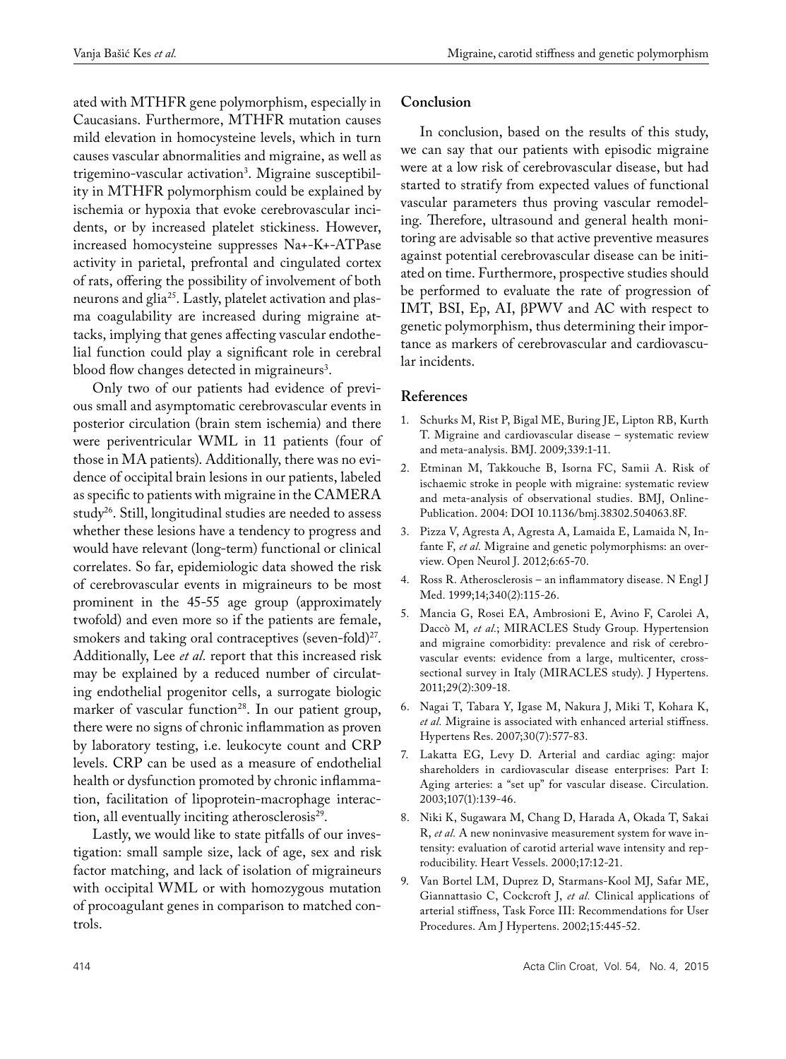ated with MTHFR gene polymorphism, especially in Caucasians. Furthermore, MTHFR mutation causes mild elevation in homocysteine levels, which in turn causes vascular abnormalities and migraine, as well as trigemino-vascular activation[3]. Migraine susceptibility in MTHFR polymorphism could be explained by ischemia or hypoxia that evoke cerebrovascular incidents, or by increased platelet stickiness. However, increased homocysteine suppresses $Na^+$-$K^+$-ATPase activity in parietal, prefrontal and cingulated cortex of rats, offering the possibility of involvement of both neurons and glia[25]. Lastly, platelet activation and plasma coagulability are increased during migraine attacks, implying that genes affecting vascular endothelial function could play a significant role in cerebral blood flow changes detected in migraineurs[3].

Only two of our patients had evidence of previous small and asymptomatic cerebrovascular events in posterior circulation (brain stem ischemia) and there were periventricular WML in 11 patients (four of those in MA patients). Additionally, there was no evidence of occipital brain lesions in our patients, labeled as specific to patients with migraine in the CAMERA study[26]. Still, longitudinal studies are needed to assess whether these lesions have a tendency to progress and would have relevant (long-term) functional or clinical correlates. So far, epidemiologic data showed the risk of cerebrovascular events in migraineurs to be most prominent in the 45-55 age group (approximately twofold) and even more so if the patients are female, smokers and taking oral contraceptives (seven-fold)[27]. Additionally, Lee *et al.* report that this increased risk may be explained by a reduced number of circulating endothelial progenitor cells, a surrogate biologic marker of vascular function[28]. In our patient group, there were no signs of chronic inflammation as proven by laboratory testing, i.e. leukocyte count and CRP levels. CRP can be used as a measure of endothelial health or dysfunction promoted by chronic inflammation, facilitation of lipoprotein-macrophage interaction, all eventually inciting atherosclerosis[29].

Lastly, we would like to state pitfalls of our investigation: small sample size, lack of age, sex and risk factor matching, and lack of isolation of migraineurs with occipital WML or with homozygous mutation of procoagulant genes in comparison to matched controls.

## Conclusion

In conclusion, based on the results of this study, we can say that our patients with episodic migraine were at a low risk of cerebrovascular disease, but had started to stratify from expected values of functional vascular parameters thus proving vascular remodeling. Therefore, ultrasound and general health monitoring are advisable so that active preventive measures against potential cerebrovascular disease can be initiated on time. Furthermore, prospective studies should be performed to evaluate the rate of progression of IMT, BSI, Ep, AI, βPWV and AC with respect to genetic polymorphism, thus determining their importance as markers of cerebrovascular and cardiovascular incidents.

## References

1. Schurks M, Rist P, Bigal ME, Buring JE, Lipton RB, Kurth T. Migraine and cardiovascular disease – systematic review and meta-analysis. BMJ. 2009;339:1-11.
2. Etminan M, Takkouche B, Isorna FC, Samii A. Risk of ischaemic stroke in people with migraine: systematic review and meta-analysis of observational studies. BMJ, Online-Publication. 2004: DOI 10.1136/bmj.38302.504063.8F.
3. Pizza V, Agresta A, Agresta A, Lamaida E, Lamaida N, Infante F, *et al.* Migraine and genetic polymorphisms: an overview. Open Neurol J. 2012;6:65-70.
4. Ross R. Atherosclerosis – an inflammatory disease. N Engl J Med. 1999;14;340(2):115-26.
5. Mancia G, Rosei EA, Ambrosioni E, Avino F, Carolei A, Daccò M, *et al.*; MIRACLES Study Group. Hypertension and migraine comorbidity: prevalence and risk of cerebrovascular events: evidence from a large, multicenter, cross-sectional survey in Italy (MIRACLES study). J Hypertens. 2011;29(2):309-18.
6. Nagai T, Tabara Y, Igase M, Nakura J, Miki T, Kohara K, *et al.* Migraine is associated with enhanced arterial stiffness. Hypertens Res. 2007;30(7):577-83.
7. Lakatta EG, Levy D. Arterial and cardiac aging: major shareholders in cardiovascular disease enterprises: Part I: Aging arteries: a "set up" for vascular disease. Circulation. 2003;107(1):139-46.
8. Niki K, Sugawara M, Chang D, Harada A, Okada T, Sakai R, *et al.* A new noninvasive measurement system for wave intensity: evaluation of carotid arterial wave intensity and reproducibility. Heart Vessels. 2000;17:12-21.
9. Van Bortel LM, Duprez D, Starmans-Kool MJ, Safar ME, Giannattasio C, Cockcroft J, *et al.* Clinical applications of arterial stiffness, Task Force III: Recommendations for User Procedures. Am J Hypertens. 2002;15:445-52.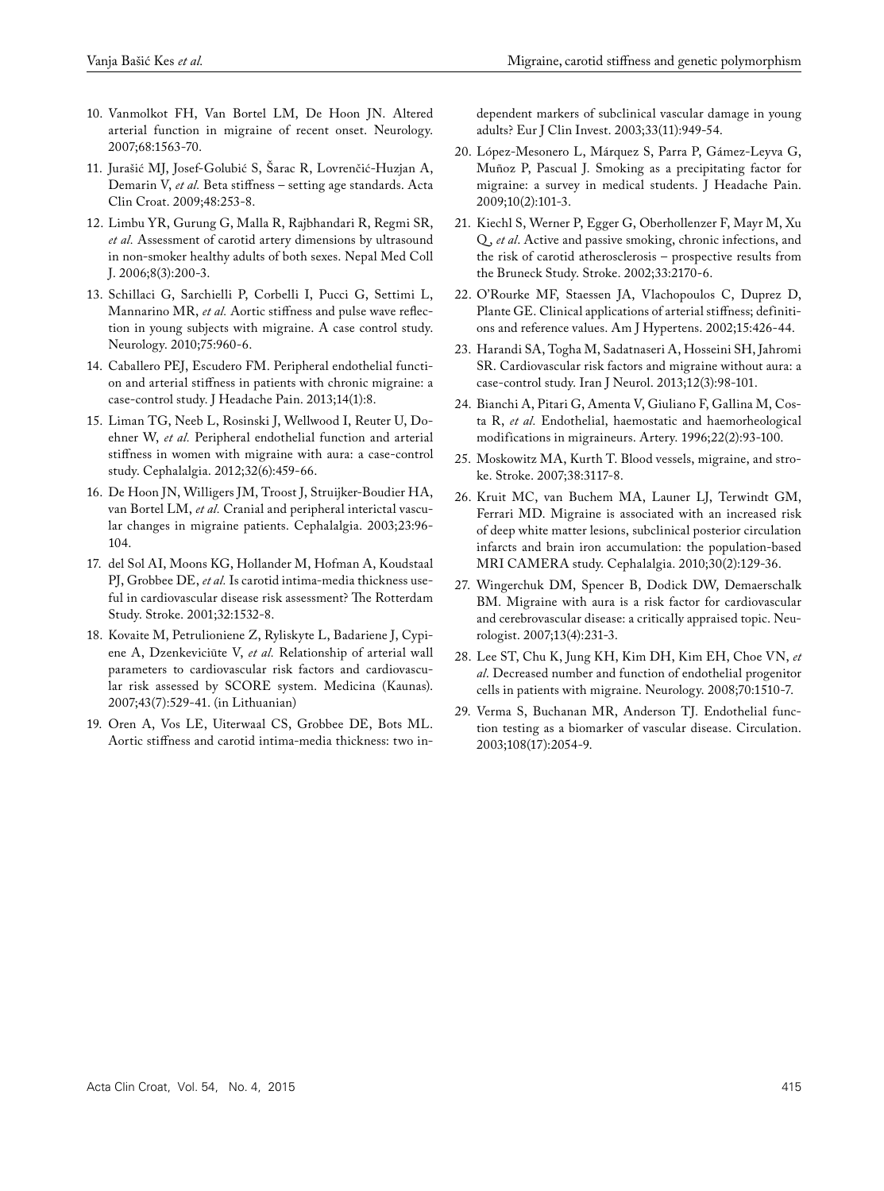10. Vanmolkot FH, Van Bortel LM, De Hoon JN. Altered arterial function in migraine of recent onset. Neurology. 2007;68:1563-70.
11. Jurašić MJ, Josef-Golubić S, Šarac R, Lovrenčić-Huzjan A, Demarin V, *et al.* Beta stiffness – setting age standards. Acta Clin Croat. 2009;48:253-8.
12. Limbu YR, Gurung G, Malla R, Rajbhandari R, Regmi SR, *et al.* Assessment of carotid artery dimensions by ultrasound in non-smoker healthy adults of both sexes. Nepal Med Coll J. 2006;8(3):200-3.
13. Schillaci G, Sarchielli P, Corbelli I, Pucci G, Settimi L, Mannarino MR, *et al.* Aortic stiffness and pulse wave reflection in young subjects with migraine. A case control study. Neurology. 2010;75:960-6.
14. Caballero PEJ, Escudero FM. Peripheral endothelial function and arterial stiffness in patients with chronic migraine: a case-control study. J Headache Pain. 2013;14(1):8.
15. Liman TG, Neeb L, Rosinski J, Wellwood I, Reuter U, Doehner W, *et al.* Peripheral endothelial function and arterial stiffness in women with migraine with aura: a case-control study. Cephalalgia. 2012;32(6):459-66.
16. De Hoon JN, Willigers JM, Troost J, Struijker-Boudier HA, van Bortel LM, *et al.* Cranial and peripheral interictal vascular changes in migraine patients. Cephalalgia. 2003;23:96-104.
17. del Sol AI, Moons KG, Hollander M, Hofman A, Koudstaal PJ, Grobbee DE, *et al.* Is carotid intima-media thickness useful in cardiovascular disease risk assessment? The Rotterdam Study. Stroke. 2001;32:1532-8.
18. Kovaite M, Petrulioniene Z, Ryliskyte L, Badariene J, Cypiene A, Dzenkeviciūte V, *et al.* Relationship of arterial wall parameters to cardiovascular risk factors and cardiovascular risk assessed by SCORE system. Medicina (Kaunas). 2007;43(7):529-41. (in Lithuanian)
19. Oren A, Vos LE, Uiterwaal CS, Grobbee DE, Bots ML. Aortic stiffness and carotid intima-media thickness: two independent markers of subclinical vascular damage in young adults? Eur J Clin Invest. 2003;33(11):949-54.
20. López-Mesonero L, Márquez S, Parra P, Gámez-Leyva G, Muñoz P, Pascual J. Smoking as a precipitating factor for migraine: a survey in medical students. J Headache Pain. 2009;10(2):101-3.
21. Kiechl S, Werner P, Egger G, Oberhollenzer F, Mayr M, Xu Q, *et al*. Active and passive smoking, chronic infections, and the risk of carotid atherosclerosis – prospective results from the Bruneck Study. Stroke. 2002;33:2170-6.
22. O'Rourke MF, Staessen JA, Vlachopoulos C, Duprez D, Plante GE. Clinical applications of arterial stiffness; definitions and reference values. Am J Hypertens. 2002;15:426-44.
23. Harandi SA, Togha M, Sadatnaseri A, Hosseini SH, Jahromi SR. Cardiovascular risk factors and migraine without aura: a case-control study. Iran J Neurol. 2013;12(3):98-101.
24. Bianchi A, Pitari G, Amenta V, Giuliano F, Gallina M, Costa R, *et al.* Endothelial, haemostatic and haemorheological modifications in migraineurs. Artery. 1996;22(2):93-100.
25. Moskowitz MA, Kurth T. Blood vessels, migraine, and stroke. Stroke. 2007;38:3117-8.
26. Kruit MC, van Buchem MA, Launer LJ, Terwindt GM, Ferrari MD. Migraine is associated with an increased risk of deep white matter lesions, subclinical posterior circulation infarcts and brain iron accumulation: the population-based MRI CAMERA study. Cephalalgia. 2010;30(2):129-36.
27. Wingerchuk DM, Spencer B, Dodick DW, Demaerschalk BM. Migraine with aura is a risk factor for cardiovascular and cerebrovascular disease: a critically appraised topic. Neurologist. 2007;13(4):231-3.
28. Lee ST, Chu K, Jung KH, Kim DH, Kim EH, Choe VN, *et al*. Decreased number and function of endothelial progenitor cells in patients with migraine. Neurology. 2008;70:1510-7.
29. Verma S, Buchanan MR, Anderson TJ. Endothelial function testing as a biomarker of vascular disease. Circulation. 2003;108(17):2054-9.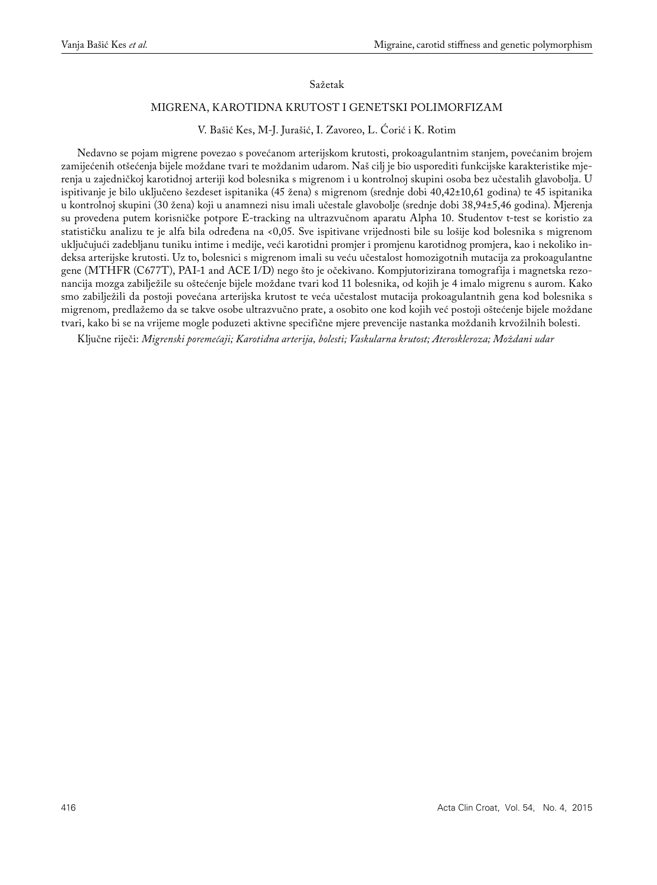Sažetak

## MIGRENA, KAROTIDNA KRUTOST I GENETSKI POLIMORFIZAM

V. Bašić Kes, M-J. Jurašić, I. Zavoreo, L. Ćorić i K. Rotim

Nedavno se pojam migrene povezao s povećanom arterijskom krutosti, prokoagulantnim stanjem, povećanim brojem zamijećenih otšećenja bijele moždane tvari te moždanim udarom. Naš cilj je bio usporediti funkcijske karakteristike mjerenja u zajedničkoj karotidnoj arteriji kod bolesnika s migrenom i u kontrolnoj skupini osoba bez učestalih glavobolja. U ispitivanje je bilo uključeno šezdeset ispitanika (45 žena) s migrenom (srednje dobi 40,42±10,61 godina) te 45 ispitanika u kontrolnoj skupini (30 žena) koji u anamnezi nisu imali učestale glavobolje (srednje dobi 38,94±5,46 godina). Mjerenja su provedena putem korisničke potpore E-tracking na ultrazvučnom aparatu Alpha 10. Studentov t-test se koristio za statističku analizu te je alfa bila određena na <0,05. Sve ispitivane vrijednosti bile su lošije kod bolesnika s migrenom uključujući zadebljanu tuniku intime i medije, veći karotidni promjer i promjenu karotidnog promjera, kao i nekoliko indeksa arterijske krutosti. Uz to, bolesnici s migrenom imali su veću učestalost homozigotnih mutacija za prokoagulantne gene (MTHFR (C677T), PAI-1 and ACE I/D) nego što je očekivano. Kompjutorizirana tomografija i magnetska rezonancija mozga zabilježile su oštećenje bijele moždane tvari kod 11 bolesnika, od kojih je 4 imalo migrenu s aurom. Kako smo zabilježili da postoji povećana arterijska krutost te veća učestalost mutacija prokoagulantnih gena kod bolesnika s migrenom, predlažemo da se takve osobe ultrazvučno prate, a osobito one kod kojih već postoji oštećenje bijele moždane tvari, kako bi se na vrijeme mogle poduzeti aktivne specifične mjere prevencije nastanka moždanih krvožilnih bolesti.

Ključne riječi: *Migrenski poremećaji; Karotidna arterija, bolesti; Vaskularna krutost; Ateroskleroza; Moždani udar*